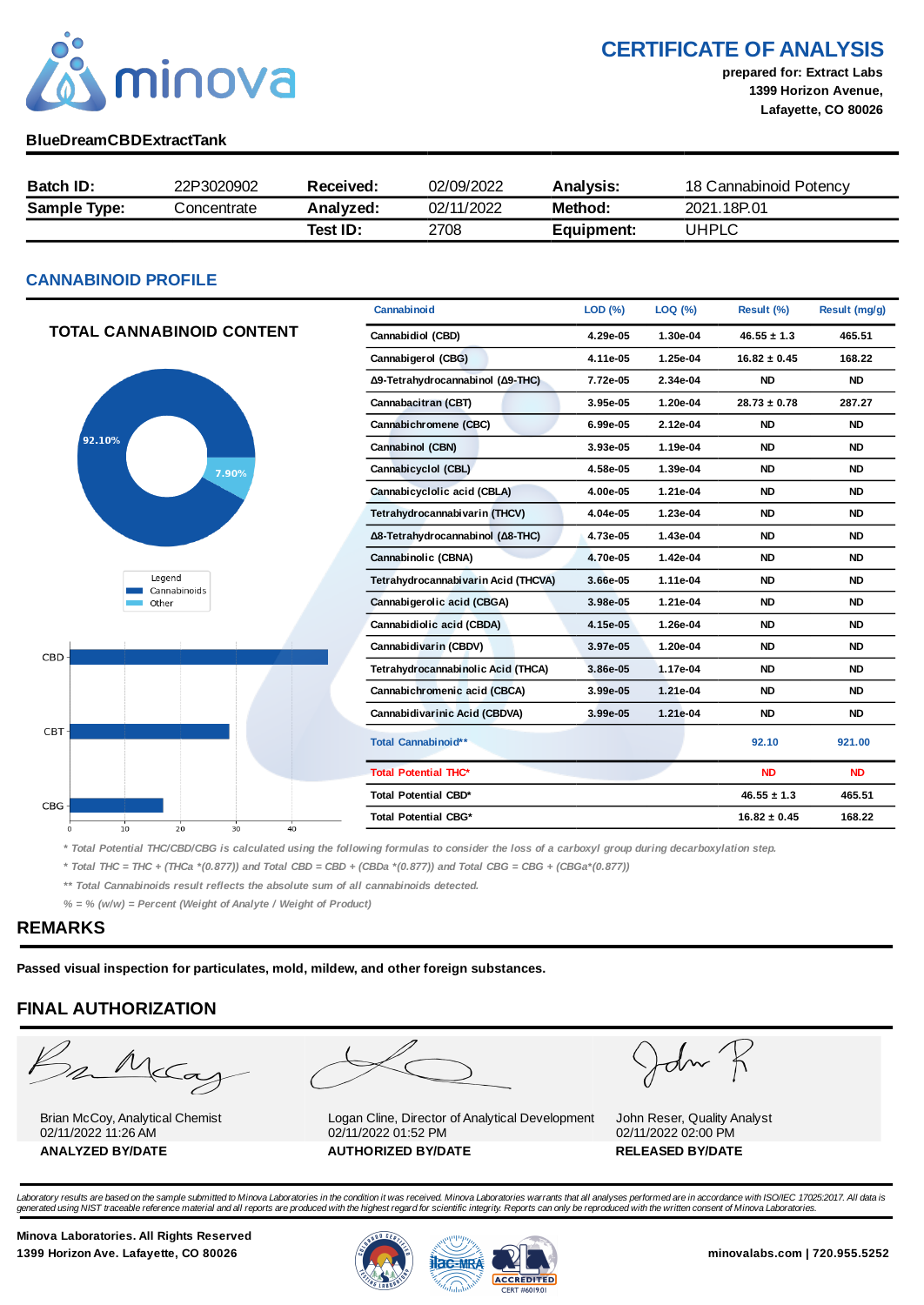# CERTIFICATE OF ANALYSIS

**prepared for: Extract Labs**
**1399 Horizon Avenue,**
**Lafayette, CO 80026**

**BlueDreamCBDExtractTank**

| **Batch ID:** | 22P3020902 | **Received:** | 02/09/2022 | **Analysis:** | 18 Cannabinoid Potency |
|---|---|---|---|---|---|
| **Sample Type:** | Concentrate | **Analyzed:** | 02/11/2022 | **Method:** | 2021.18P.01 |
| | | **Test ID:** | 2708 | **Equipment:** | UHPLC |

## CANNABINOID PROFILE

### TOTAL CANNABINOID CONTENT

Legend: Cannabinoids 92.10%, Other 7.90%

| Cannabinoid | LOD (%) | LOQ (%) | Result (%) | Result (mg/g) |
|---|---|---|---|---|
| Cannabidiol (CBD) | 4.29e-05 | 1.30e-04 | 46.55 ± 1.3 | 465.51 |
| Cannabigerol (CBG) | 4.11e-05 | 1.25e-04 | 16.82 ± 0.45 | 168.22 |
| Δ9-Tetrahydrocannabinol (Δ9-THC) | 7.72e-05 | 2.34e-04 | ND | ND |
| Cannabacitran (CBT) | 3.95e-05 | 1.20e-04 | 28.73 ± 0.78 | 287.27 |
| Cannabichromene (CBC) | 6.99e-05 | 2.12e-04 | ND | ND |
| Cannabinol (CBN) | 3.93e-05 | 1.19e-04 | ND | ND |
| Cannabicyclol (CBL) | 4.58e-05 | 1.39e-04 | ND | ND |
| Cannabicyclolic acid (CBLA) | 4.00e-05 | 1.21e-04 | ND | ND |
| Tetrahydrocannabivarin (THCV) | 4.04e-05 | 1.23e-04 | ND | ND |
| Δ8-Tetrahydrocannabinol (Δ8-THC) | 4.73e-05 | 1.43e-04 | ND | ND |
| Cannabinolic (CBNA) | 4.70e-05 | 1.42e-04 | ND | ND |
| Tetrahydrocannabivarin Acid (THCVA) | 3.66e-05 | 1.11e-04 | ND | ND |
| Cannabigerolic acid (CBGA) | 3.98e-05 | 1.21e-04 | ND | ND |
| Cannabidiolic acid (CBDA) | 4.15e-05 | 1.26e-04 | ND | ND |
| Cannabidivarin (CBDV) | 3.97e-05 | 1.20e-04 | ND | ND |
| Tetrahydrocannabinolic Acid (THCA) | 3.86e-05 | 1.17e-04 | ND | ND |
| Cannabichromenic acid (CBCA) | 3.99e-05 | 1.21e-04 | ND | ND |
| Cannabidivarinic Acid (CBDVA) | 3.99e-05 | 1.21e-04 | ND | ND |
| **Total Cannabinoid**** | | | **92.10** | **921.00** |
| **Total Potential THC*** | | | **ND** | **ND** |
| **Total Potential CBD*** | | | **46.55 ± 1.3** | **465.51** |
| **Total Potential CBG*** | | | **16.82 ± 0.45** | **168.22** |

*\* Total Potential THC/CBD/CBG is calculated using the following formulas to consider the loss of a carboxyl group during decarboxylation step.*

*\* Total THC = THC + (THCa \*(0.877)) and Total CBD = CBD + (CBDa \*(0.877)) and Total CBG = CBG + (CBGa\*(0.877))*

*\*\* Total Cannabinoids result reflects the absolute sum of all cannabinoids detected.*

*% = % (w/w) = Percent (Weight of Analyte / Weight of Product)*

## REMARKS

**Passed visual inspection for particulates, mold, mildew, and other foreign substances.**

## FINAL AUTHORIZATION

| Brian McCoy, Analytical Chemist<br>02/11/2022 11:26 AM<br>**ANALYZED BY/DATE** | Logan Cline, Director of Analytical Development<br>02/11/2022 01:52 PM<br>**AUTHORIZED BY/DATE** | John Reser, Quality Analyst<br>02/11/2022 02:00 PM<br>**RELEASED BY/DATE** |
|---|---|---|

*Laboratory results are based on the sample submitted to Minova Laboratories in the condition it was received. Minova Laboratories warrants that all analyses performed are in accordance with ISO/IEC 17025:2017. All data is generated using NIST traceable reference material and all reports are produced with the highest regard for scientific integrity. Reports can only be reproduced with the written consent of Minova Laboratories.*

**Minova Laboratories. All Rights Reserved**
**1399 Horizon Ave. Lafayette, CO 80026**

ACCREDITED CERT #6019.01

**minovalabs.com | 720.955.5252**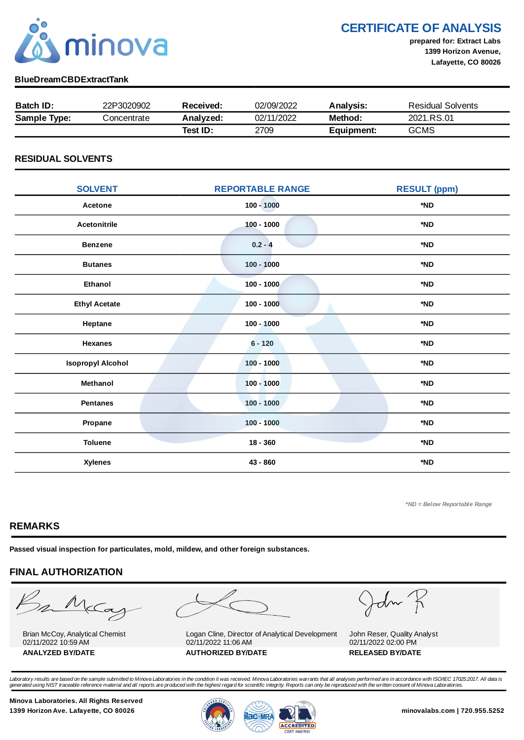# CERTIFICATE OF ANALYSIS

**prepared for: Extract Labs**
**1399 Horizon Avenue,**
**Lafayette, CO 80026**

**BlueDreamCBDExtractTank**

| **Batch ID:** | 22P3020902 | **Received:** | 02/09/2022 | **Analysis:** | Residual Solvents |
|---|---|---|---|---|---|
| **Sample Type:** | Concentrate | **Analyzed:** | 02/11/2022 | **Method:** | 2021.RS.01 |
| | | **Test ID:** | 2709 | **Equipment:** | GCMS |

## RESIDUAL SOLVENTS

| SOLVENT | REPORTABLE RANGE | RESULT (ppm) |
|---|---|---|
| **Acetone** | **100 - 1000** | **\*ND** |
| **Acetonitrile** | **100 - 1000** | **\*ND** |
| **Benzene** | **0.2 - 4** | **\*ND** |
| **Butanes** | **100 - 1000** | **\*ND** |
| **Ethanol** | **100 - 1000** | **\*ND** |
| **Ethyl Acetate** | **100 - 1000** | **\*ND** |
| **Heptane** | **100 - 1000** | **\*ND** |
| **Hexanes** | **6 - 120** | **\*ND** |
| **Isopropyl Alcohol** | **100 - 1000** | **\*ND** |
| **Methanol** | **100 - 1000** | **\*ND** |
| **Pentanes** | **100 - 1000** | **\*ND** |
| **Propane** | **100 - 1000** | **\*ND** |
| **Toluene** | **18 - 360** | **\*ND** |
| **Xylenes** | **43 - 860** | **\*ND** |

*\*ND = Below Reportable Range*

## REMARKS

**Passed visual inspection for particulates, mold, mildew, and other foreign substances.**

## FINAL AUTHORIZATION

| Brian McCoy, Analytical Chemist<br>02/11/2022 10:59 AM | Logan Cline, Director of Analytical Development<br>02/11/2022 11:06 AM | John Reser, Quality Analyst<br>02/11/2022 02:00 PM |
|---|---|---|
| **ANALYZED BY/DATE** | **AUTHORIZED BY/DATE** | **RELEASED BY/DATE** |

*Laboratory results are based on the sample submitted to Minova Laboratories in the condition it was received. Minova Laboratories warrants that all analyses performed are in accordance with ISO/IEC 17025:2017. All data is generated using NIST traceable reference material and all reports are produced with the highest regard for scientific integrity. Reports can only be reproduced with the written consent of Minova Laboratories.*

**Minova Laboratories. All Rights Reserved**
**1399 Horizon Ave. Lafayette, CO 80026**

ACCREDITED CERT #6019.01

**minovalabs.com | 720.955.5252**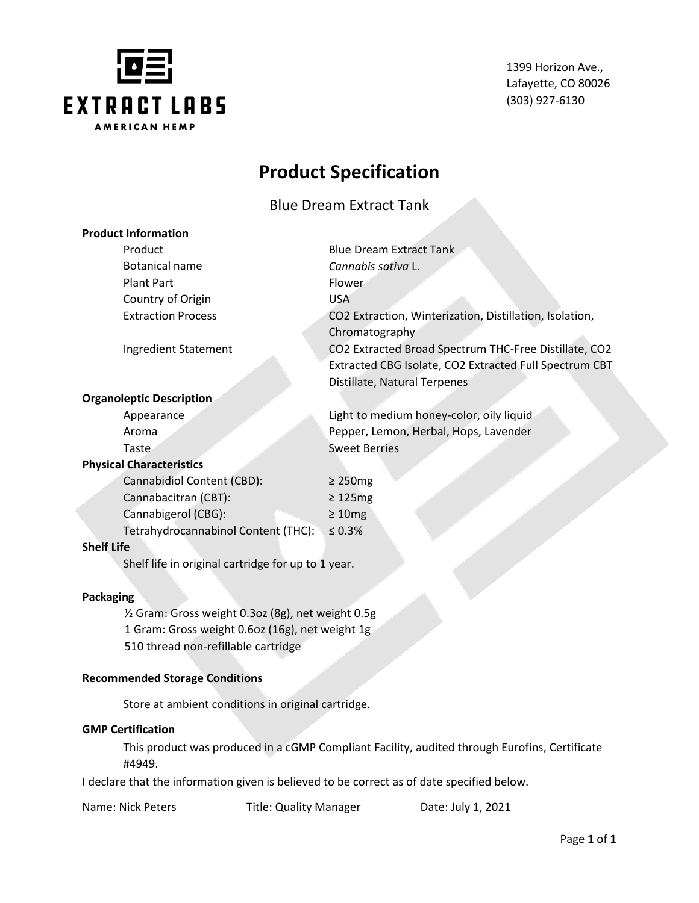**EXTRACT LABS**
AMERICAN HEMP

1399 Horizon Ave.,
Lafayette, CO 80026
(303) 927-6130

# Product Specification

## Blue Dream Extract Tank

**Product Information**

| | |
|---|---|
| Product | Blue Dream Extract Tank |
| Botanical name | *Cannabis sativa* L. |
| Plant Part | Flower |
| Country of Origin | USA |
| Extraction Process | $CO_2$ Extraction, Winterization, Distillation, Isolation, Chromatography |
| Ingredient Statement | $CO_2$ Extracted Broad Spectrum THC-Free Distillate, $CO_2$ Extracted CBG Isolate, $CO_2$ Extracted Full Spectrum CBT Distillate, Natural Terpenes |

**Organoleptic Description**

| | |
|---|---|
| Appearance | Light to medium honey-color, oily liquid |
| Aroma | Pepper, Lemon, Herbal, Hops, Lavender |
| Taste | Sweet Berries |

**Physical Characteristics**

| | |
|---|---|
| Cannabidiol Content (CBD): | ≥ 250mg |
| Cannabacitran (CBT): | ≥ 125mg |
| Cannabigerol (CBG): | ≥ 10mg |
| Tetrahydrocannabinol Content (THC): | ≤ 0.3% |

**Shelf Life**

Shelf life in original cartridge for up to 1 year.

**Packaging**

½ Gram: Gross weight 0.3oz (8g), net weight 0.5g
1 Gram: Gross weight 0.6oz (16g), net weight 1g
510 thread non-refillable cartridge

**Recommended Storage Conditions**

Store at ambient conditions in original cartridge.

**GMP Certification**

This product was produced in a cGMP Compliant Facility, audited through Eurofins, Certificate #4949.

I declare that the information given is believed to be correct as of date specified below.

Name: Nick Peters Title: Quality Manager Date: July 1, 2021